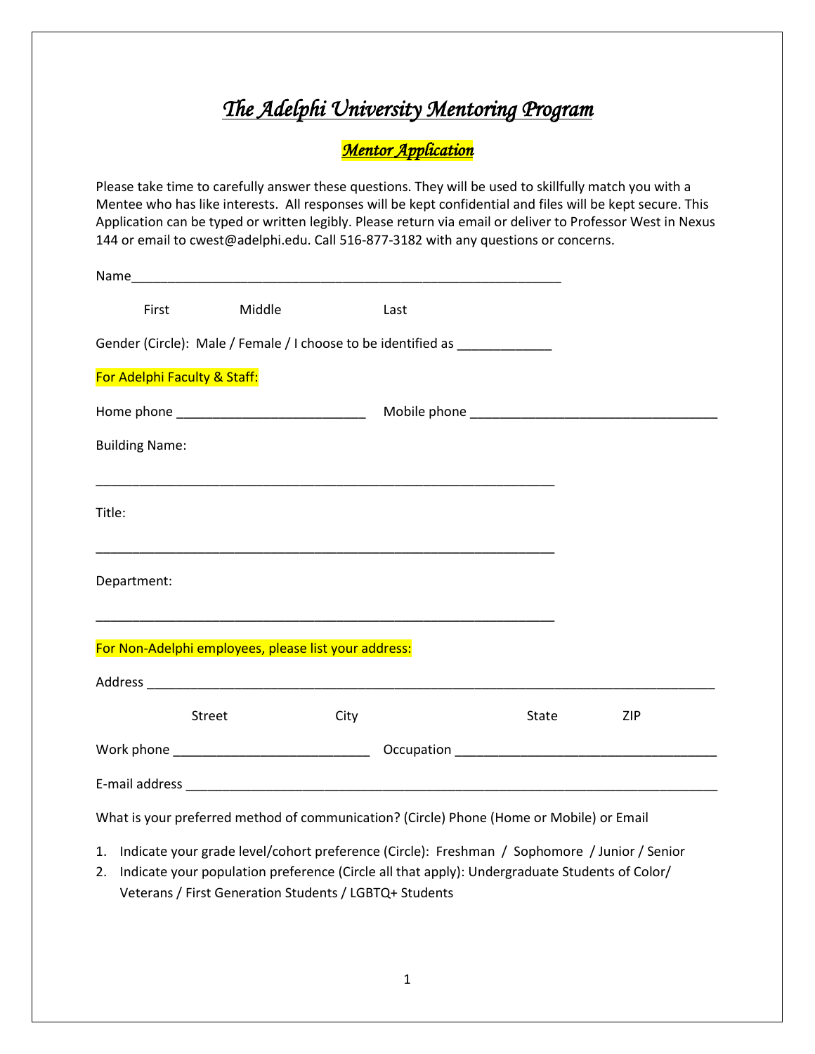# *The Adelphi University Mentoring Program*

## *Mentor Application*

Please take time to carefully answer these questions. They will be used to skillfully match you with a Mentee who has like interests. All responses will be kept confidential and files will be kept secure. This Application can be typed or written legibly. Please return via email or deliver to Professor West in Nexus 144 or email to cwest@adelphi.edu. Call 516-877-3182 with any questions or concerns.

Name_____________________________________________________________

First Middle Last

Gender (Circle): Male / Female / I choose to be identified as _____________

For Adelphi Faculty & Staff:

Home phone __________________________ Mobile phone __________________________________

Building Name:

_______________________________________________________________

Title:

_______________________________________________________________

Department:

_______________________________________________________________

For Non-Adelphi employees, please list your address:

Address ______________________________________________________________________________

Street City State ZIP

Work phone ___________________________ Occupation ___________________________________

E-mail address _________________________________________________________________________

What is your preferred method of communication? (Circle) Phone (Home or Mobile) or Email

1. Indicate your grade level/cohort preference (Circle): Freshman / Sophomore / Junior / Senior
2. Indicate your population preference (Circle all that apply): Undergraduate Students of Color/ Veterans / First Generation Students / LGBTQ+ Students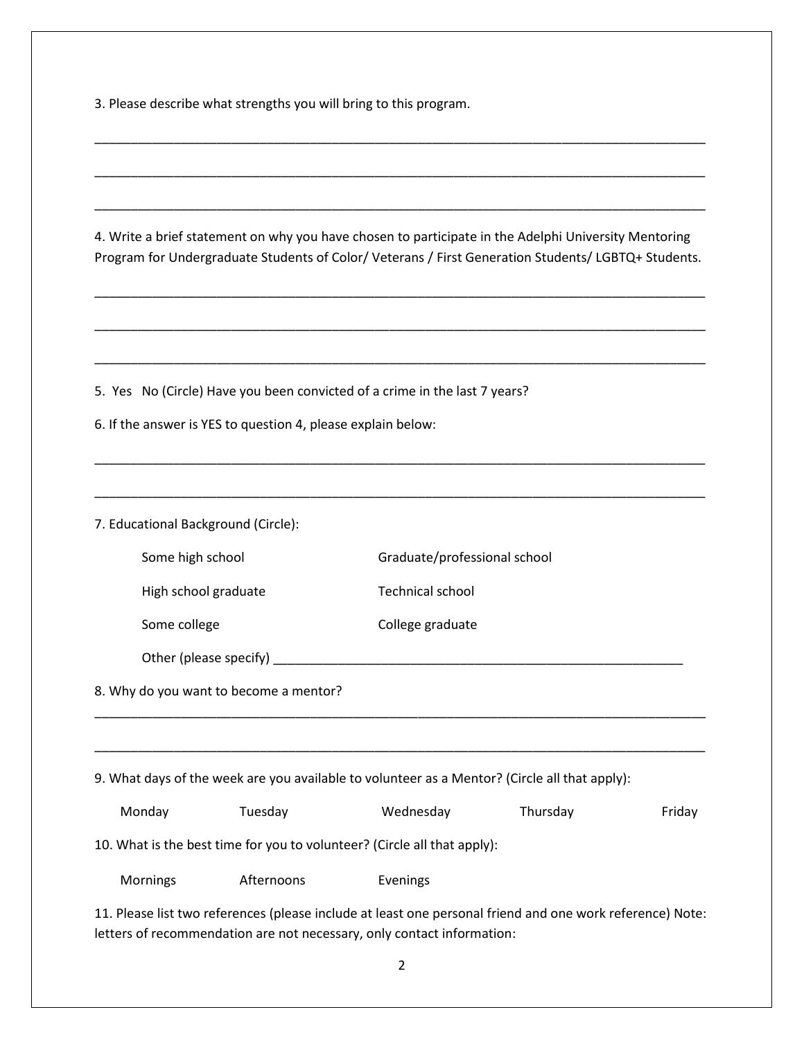3. Please describe what strengths you will bring to this program.

___________________________________________________________________________________

___________________________________________________________________________________

___________________________________________________________________________________

4. Write a brief statement on why you have chosen to participate in the Adelphi University Mentoring Program for Undergraduate Students of Color/ Veterans / First Generation Students/ LGBTQ+ Students.

___________________________________________________________________________________

___________________________________________________________________________________

___________________________________________________________________________________

5. Yes No (Circle) Have you been convicted of a crime in the last 7 years?

6. If the answer is YES to question 4, please explain below:

___________________________________________________________________________________

___________________________________________________________________________________

7. Educational Background (Circle):

Some high school　　　　Graduate/professional school

High school graduate　　　　Technical school

Some college　　　　College graduate

Other (please specify) ___________________________________________________________

8. Why do you want to become a mentor?

___________________________________________________________________________________

___________________________________________________________________________________

9. What days of the week are you available to volunteer as a Mentor? (Circle all that apply):

Monday　　Tuesday　　Wednesday　　Thursday　　Friday

10. What is the best time for you to volunteer? (Circle all that apply):

Mornings　　Afternoons　　Evenings

11. Please list two references (please include at least one personal friend and one work reference) Note: letters of recommendation are not necessary, only contact information: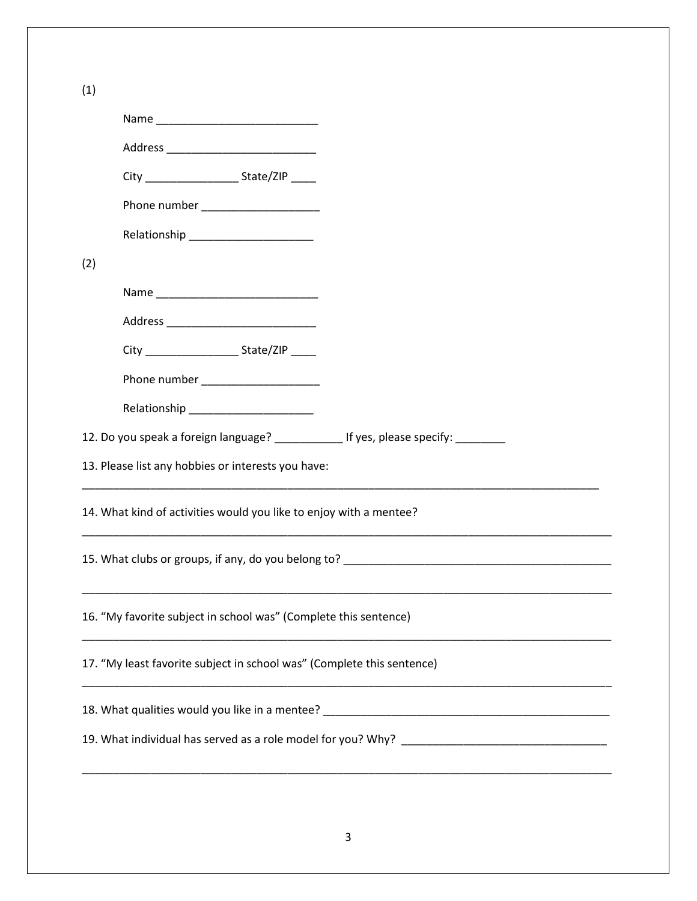(1)

Name ___________________________

Address _________________________

City ________________ State/ZIP ____

Phone number ___________________

Relationship ____________________

(2)

Name ___________________________

Address _________________________

City ________________ State/ZIP ____

Phone number ___________________

Relationship ____________________

12. Do you speak a foreign language? ___________ If yes, please specify: ________

13. Please list any hobbies or interests you have:

_________________________________________________________________________________________

14. What kind of activities would you like to enjoy with a mentee?

_________________________________________________________________________________________

15. What clubs or groups, if any, do you belong to? ____________________________________________

_________________________________________________________________________________________

16. "My favorite subject in school was" (Complete this sentence)

_________________________________________________________________________________________

17. "My least favorite subject in school was" (Complete this sentence)

_________________________________________________________________________________________

18. What qualities would you like in a mentee? ________________________________________________

19. What individual has served as a role model for you? Why? __________________________________

_________________________________________________________________________________________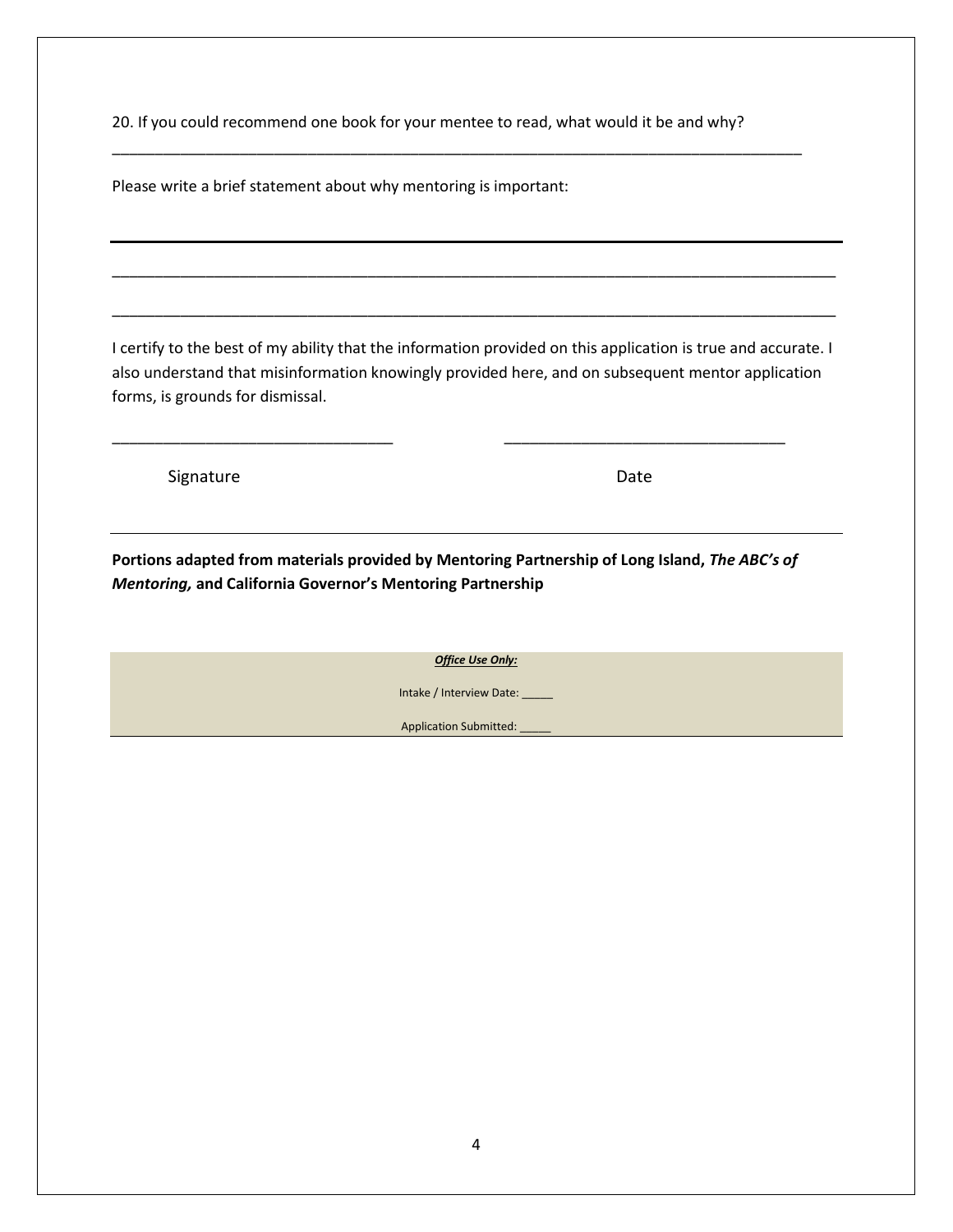20. If you could recommend one book for your mentee to read, what would it be and why?

_______________________________________________________________________________________

Please write a brief statement about why mentoring is important:

_______________________________________________________________________________________

_______________________________________________________________________________________

_______________________________________________________________________________________

I certify to the best of my ability that the information provided on this application is true and accurate. I also understand that misinformation knowingly provided here, and on subsequent mentor application forms, is grounds for dismissal.

________________________________ ________________________________

Signature Date

**Portions adapted from materials provided by Mentoring Partnership of Long Island, *The ABC's of Mentoring,* and California Governor's Mentoring Partnership**

***Office Use Only:***

Intake / Interview Date: _____

Application Submitted: _____